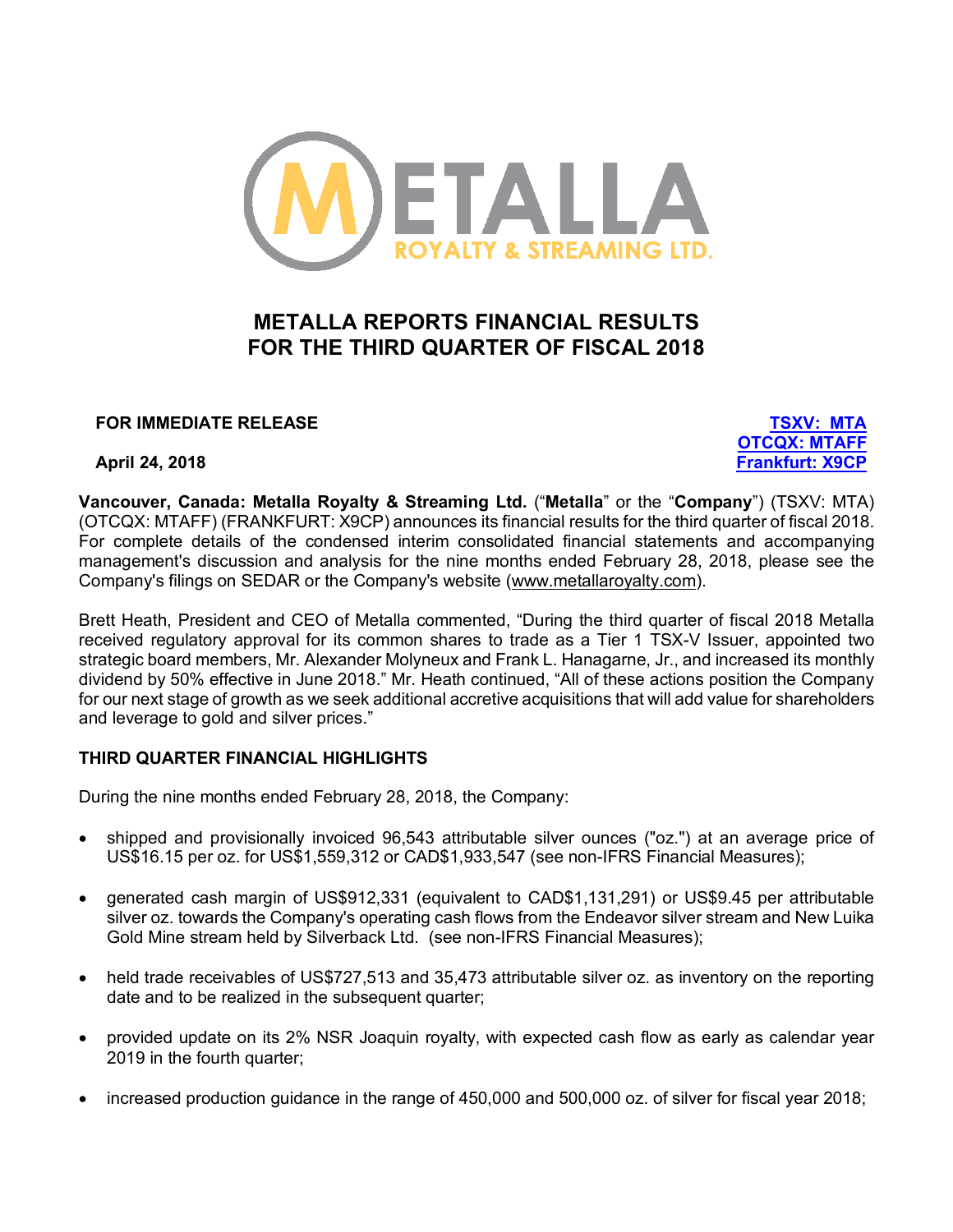# METALLA REPORTS FINANCIAL RESULTS FOR THE THIRD QUARTER OF FISCAL 2018

**FOR IMMEDIATE RELEASE**

**April 24, 2018**

**TSXV: MTA**
**OTCQX: MTAFF**
**Frankfurt: X9CP**

**Vancouver, Canada: Metalla Royalty & Streaming Ltd.** ("**Metalla**" or the "**Company**") (TSXV: MTA) (OTCQX: MTAFF) (FRANKFURT: X9CP) announces its financial results for the third quarter of fiscal 2018. For complete details of the condensed interim consolidated financial statements and accompanying management's discussion and analysis for the nine months ended February 28, 2018, please see the Company's filings on SEDAR or the Company's website (www.metallaroyalty.com).

Brett Heath, President and CEO of Metalla commented, "During the third quarter of fiscal 2018 Metalla received regulatory approval for its common shares to trade as a Tier 1 TSX-V Issuer, appointed two strategic board members, Mr. Alexander Molyneux and Frank L. Hanagarne, Jr., and increased its monthly dividend by 50% effective in June 2018." Mr. Heath continued, "All of these actions position the Company for our next stage of growth as we seek additional accretive acquisitions that will add value for shareholders and leverage to gold and silver prices."

## THIRD QUARTER FINANCIAL HIGHLIGHTS

During the nine months ended February 28, 2018, the Company:

- shipped and provisionally invoiced 96,543 attributable silver ounces ("oz.") at an average price of US$16.15 per oz. for US$1,559,312 or CAD$1,933,547 (see non-IFRS Financial Measures);
- generated cash margin of US$912,331 (equivalent to CAD$1,131,291) or US$9.45 per attributable silver oz. towards the Company's operating cash flows from the Endeavor silver stream and New Luika Gold Mine stream held by Silverback Ltd. (see non-IFRS Financial Measures);
- held trade receivables of US$727,513 and 35,473 attributable silver oz. as inventory on the reporting date and to be realized in the subsequent quarter;
- provided update on its 2% NSR Joaquin royalty, with expected cash flow as early as calendar year 2019 in the fourth quarter;
- increased production guidance in the range of 450,000 and 500,000 oz. of silver for fiscal year 2018;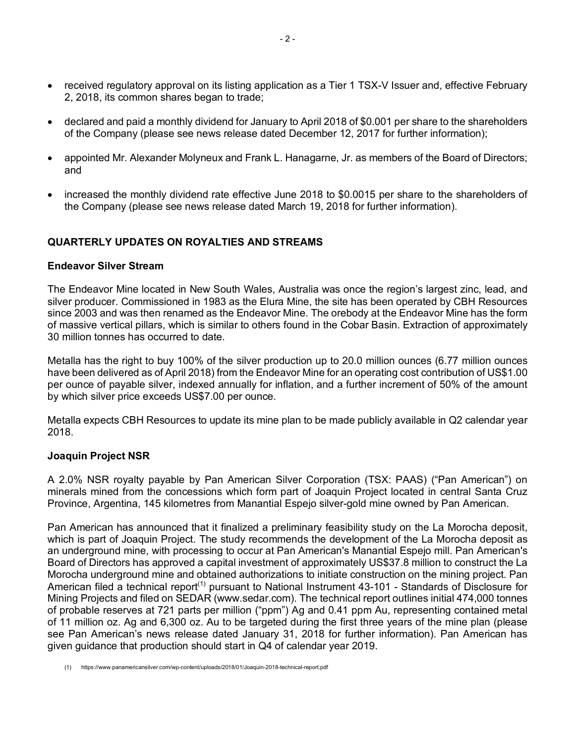- received regulatory approval on its listing application as a Tier 1 TSX-V Issuer and, effective February 2, 2018, its common shares began to trade;
- declared and paid a monthly dividend for January to April 2018 of $0.001 per share to the shareholders of the Company (please see news release dated December 12, 2017 for further information);
- appointed Mr. Alexander Molyneux and Frank L. Hanagarne, Jr. as members of the Board of Directors; and
- increased the monthly dividend rate effective June 2018 to $0.0015 per share to the shareholders of the Company (please see news release dated March 19, 2018 for further information).

## QUARTERLY UPDATES ON ROYALTIES AND STREAMS

### Endeavor Silver Stream

The Endeavor Mine located in New South Wales, Australia was once the region's largest zinc, lead, and silver producer. Commissioned in 1983 as the Elura Mine, the site has been operated by CBH Resources since 2003 and was then renamed as the Endeavor Mine. The orebody at the Endeavor Mine has the form of massive vertical pillars, which is similar to others found in the Cobar Basin. Extraction of approximately 30 million tonnes has occurred to date.

Metalla has the right to buy 100% of the silver production up to 20.0 million ounces (6.77 million ounces have been delivered as of April 2018) from the Endeavor Mine for an operating cost contribution of US$1.00 per ounce of payable silver, indexed annually for inflation, and a further increment of 50% of the amount by which silver price exceeds US$7.00 per ounce.

Metalla expects CBH Resources to update its mine plan to be made publicly available in Q2 calendar year 2018.

### Joaquin Project NSR

A 2.0% NSR royalty payable by Pan American Silver Corporation (TSX: PAAS) ("Pan American") on minerals mined from the concessions which form part of Joaquin Project located in central Santa Cruz Province, Argentina, 145 kilometres from Manantial Espejo silver-gold mine owned by Pan American.

Pan American has announced that it finalized a preliminary feasibility study on the La Morocha deposit, which is part of Joaquin Project. The study recommends the development of the La Morocha deposit as an underground mine, with processing to occur at Pan American's Manantial Espejo mill. Pan American's Board of Directors has approved a capital investment of approximately US$37.8 million to construct the La Morocha underground mine and obtained authorizations to initiate construction on the mining project. Pan American filed a technical report[1] pursuant to National Instrument 43-101 - Standards of Disclosure for Mining Projects and filed on SEDAR (www.sedar.com). The technical report outlines initial 474,000 tonnes of probable reserves at 721 parts per million ("ppm") Ag and 0.41 ppm Au, representing contained metal of 11 million oz. Ag and 6,300 oz. Au to be targeted during the first three years of the mine plan (please see Pan American's news release dated January 31, 2018 for further information). Pan American has given guidance that production should start in Q4 of calendar year 2019.

(1) https://www.panamericansilver.com/wp-content/uploads/2018/01/Joaquin-2018-technical-report.pdf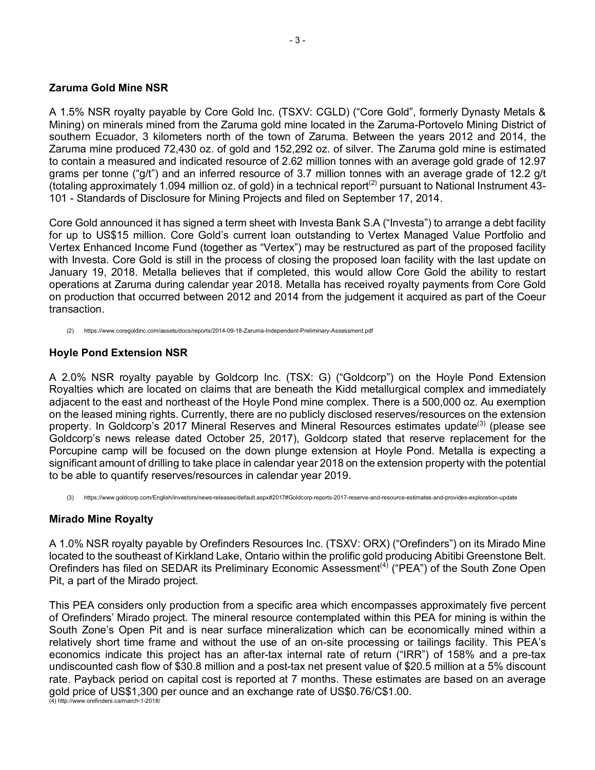## Zaruma Gold Mine NSR

A 1.5% NSR royalty payable by Core Gold Inc. (TSXV: CGLD) ("Core Gold", formerly Dynasty Metals & Mining) on minerals mined from the Zaruma gold mine located in the Zaruma-Portovelo Mining District of southern Ecuador, 3 kilometers north of the town of Zaruma. Between the years 2012 and 2014, the Zaruma mine produced 72,430 oz. of gold and 152,292 oz. of silver. The Zaruma gold mine is estimated to contain a measured and indicated resource of 2.62 million tonnes with an average gold grade of 12.97 grams per tonne ("g/t") and an inferred resource of 3.7 million tonnes with an average grade of 12.2 g/t (totaling approximately 1.094 million oz. of gold) in a technical report[2] pursuant to National Instrument 43-101 - Standards of Disclosure for Mining Projects and filed on September 17, 2014.

Core Gold announced it has signed a term sheet with Investa Bank S.A ("Investa") to arrange a debt facility for up to US$15 million. Core Gold's current loan outstanding to Vertex Managed Value Portfolio and Vertex Enhanced Income Fund (together as "Vertex") may be restructured as part of the proposed facility with Investa. Core Gold is still in the process of closing the proposed loan facility with the last update on January 19, 2018. Metalla believes that if completed, this would allow Core Gold the ability to restart operations at Zaruma during calendar year 2018. Metalla has received royalty payments from Core Gold on production that occurred between 2012 and 2014 from the judgement it acquired as part of the Coeur transaction.

(2) https://www.coregoldinc.com/assets/docs/reports/2014-09-18-Zaruma-Independent-Preliminary-Assessment.pdf

## Hoyle Pond Extension NSR

A 2.0% NSR royalty payable by Goldcorp Inc. (TSX: G) ("Goldcorp") on the Hoyle Pond Extension Royalties which are located on claims that are beneath the Kidd metallurgical complex and immediately adjacent to the east and northeast of the Hoyle Pond mine complex. There is a 500,000 oz. Au exemption on the leased mining rights. Currently, there are no publicly disclosed reserves/resources on the extension property. In Goldcorp's 2017 Mineral Reserves and Mineral Resources estimates update[3] (please see Goldcorp's news release dated October 25, 2017), Goldcorp stated that reserve replacement for the Porcupine camp will be focused on the down plunge extension at Hoyle Pond. Metalla is expecting a significant amount of drilling to take place in calendar year 2018 on the extension property with the potential to be able to quantify reserves/resources in calendar year 2019.

(3) https://www.goldcorp.com/English/investors/news-releases/default.aspx#2017#Goldcorp-reports-2017-reserve-and-resource-estimates-and-provides-exploration-update

## Mirado Mine Royalty

A 1.0% NSR royalty payable by Orefinders Resources Inc. (TSXV: ORX) ("Orefinders") on its Mirado Mine located to the southeast of Kirkland Lake, Ontario within the prolific gold producing Abitibi Greenstone Belt. Orefinders has filed on SEDAR its Preliminary Economic Assessment[4] ("PEA") of the South Zone Open Pit, a part of the Mirado project.

This PEA considers only production from a specific area which encompasses approximately five percent of Orefinders' Mirado project. The mineral resource contemplated within this PEA for mining is within the South Zone's Open Pit and is near surface mineralization which can be economically mined within a relatively short time frame and without the use of an on-site processing or tailings facility. This PEA's economics indicate this project has an after-tax internal rate of return ("IRR") of 158% and a pre-tax undiscounted cash flow of $30.8 million and a post-tax net present value of $20.5 million at a 5% discount rate. Payback period on capital cost is reported at 7 months. These estimates are based on an average gold price of US$1,300 per ounce and an exchange rate of US$0.76/C$1.00.

(4) http://www.orefinders.ca/march-1-2018/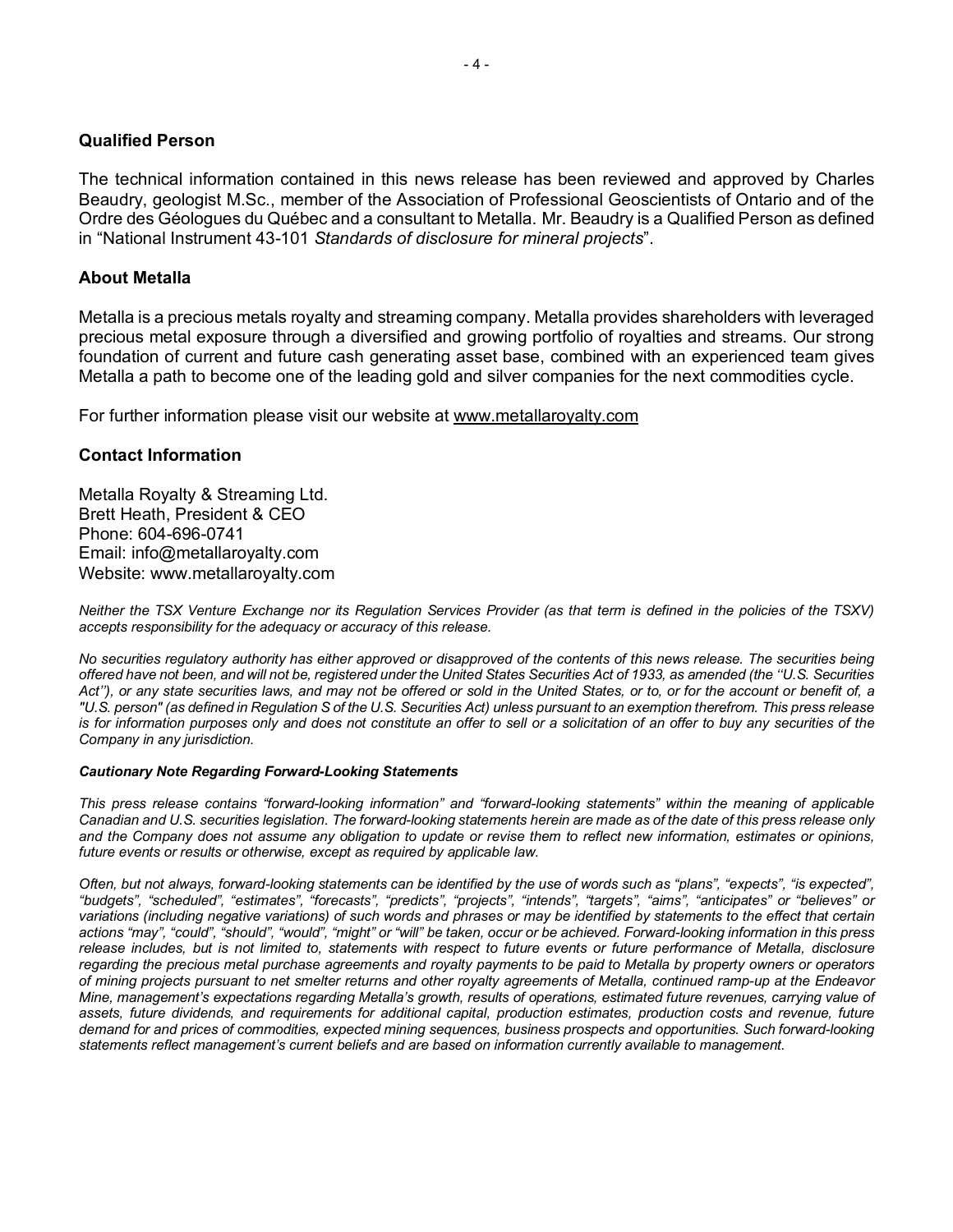## Qualified Person

The technical information contained in this news release has been reviewed and approved by Charles Beaudry, geologist M.Sc., member of the Association of Professional Geoscientists of Ontario and of the Ordre des Géologues du Québec and a consultant to Metalla. Mr. Beaudry is a Qualified Person as defined in "National Instrument 43-101 *Standards of disclosure for mineral projects*".

## About Metalla

Metalla is a precious metals royalty and streaming company. Metalla provides shareholders with leveraged precious metal exposure through a diversified and growing portfolio of royalties and streams. Our strong foundation of current and future cash generating asset base, combined with an experienced team gives Metalla a path to become one of the leading gold and silver companies for the next commodities cycle.

For further information please visit our website at www.metallaroyalty.com

## Contact Information

Metalla Royalty & Streaming Ltd.
Brett Heath, President & CEO
Phone: 604-696-0741
Email: info@metallaroyalty.com
Website: www.metallaroyalty.com

*Neither the TSX Venture Exchange nor its Regulation Services Provider (as that term is defined in the policies of the TSXV) accepts responsibility for the adequacy or accuracy of this release.*

*No securities regulatory authority has either approved or disapproved of the contents of this news release. The securities being offered have not been, and will not be, registered under the United States Securities Act of 1933, as amended (the ''U.S. Securities Act''), or any state securities laws, and may not be offered or sold in the United States, or to, or for the account or benefit of, a "U.S. person" (as defined in Regulation S of the U.S. Securities Act) unless pursuant to an exemption therefrom. This press release is for information purposes only and does not constitute an offer to sell or a solicitation of an offer to buy any securities of the Company in any jurisdiction.*

***Cautionary Note Regarding Forward-Looking Statements***

*This press release contains "forward-looking information" and "forward-looking statements" within the meaning of applicable Canadian and U.S. securities legislation. The forward-looking statements herein are made as of the date of this press release only and the Company does not assume any obligation to update or revise them to reflect new information, estimates or opinions, future events or results or otherwise, except as required by applicable law.*

*Often, but not always, forward-looking statements can be identified by the use of words such as "plans", "expects", "is expected", "budgets", "scheduled", "estimates", "forecasts", "predicts", "projects", "intends", "targets", "aims", "anticipates" or "believes" or variations (including negative variations) of such words and phrases or may be identified by statements to the effect that certain actions "may", "could", "should", "would", "might" or "will" be taken, occur or be achieved. Forward-looking information in this press release includes, but is not limited to, statements with respect to future events or future performance of Metalla, disclosure regarding the precious metal purchase agreements and royalty payments to be paid to Metalla by property owners or operators of mining projects pursuant to net smelter returns and other royalty agreements of Metalla, continued ramp-up at the Endeavor Mine, management's expectations regarding Metalla's growth, results of operations, estimated future revenues, carrying value of assets, future dividends, and requirements for additional capital, production estimates, production costs and revenue, future demand for and prices of commodities, expected mining sequences, business prospects and opportunities. Such forward-looking statements reflect management's current beliefs and are based on information currently available to management.*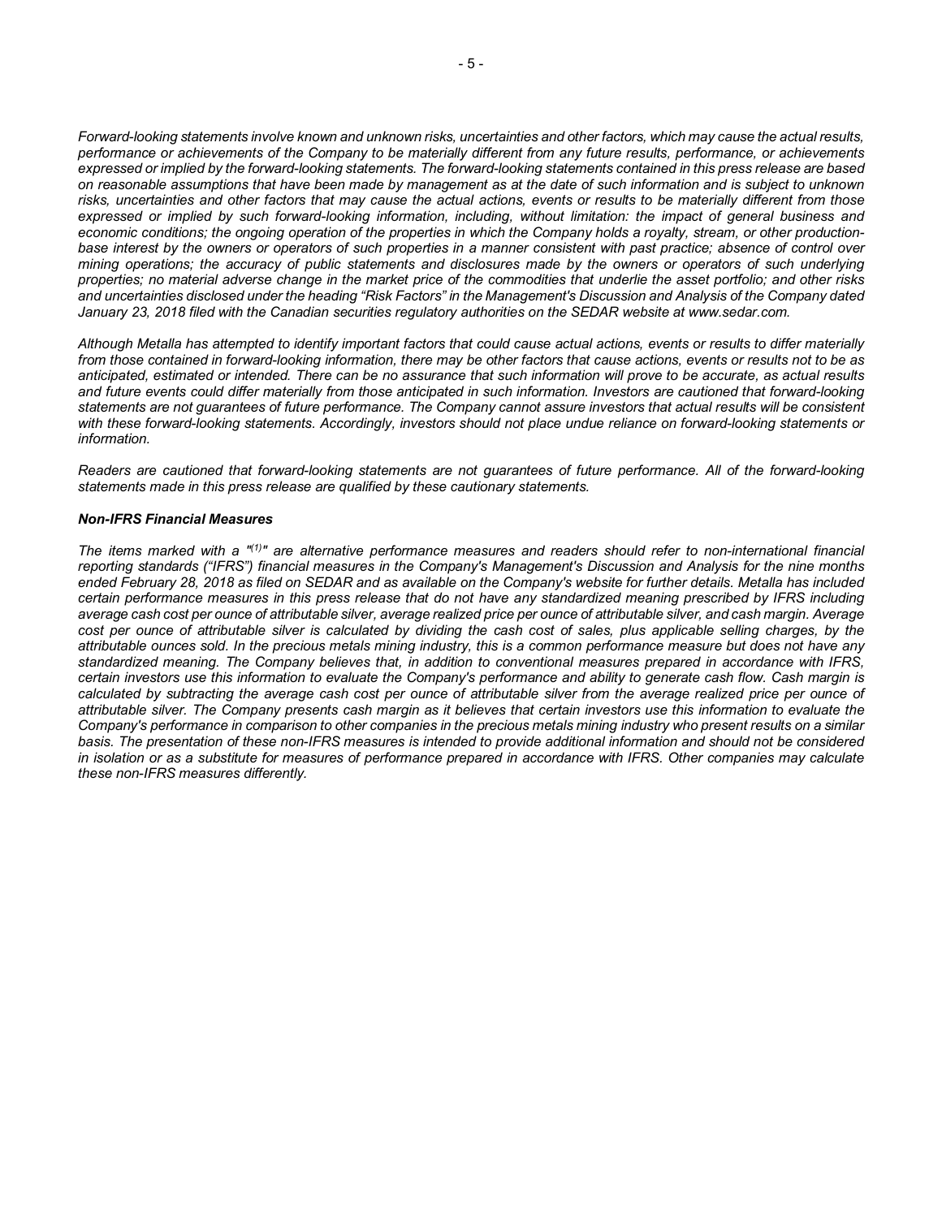*Forward-looking statements involve known and unknown risks, uncertainties and other factors, which may cause the actual results, performance or achievements of the Company to be materially different from any future results, performance, or achievements expressed or implied by the forward-looking statements. The forward-looking statements contained in this press release are based on reasonable assumptions that have been made by management as at the date of such information and is subject to unknown risks, uncertainties and other factors that may cause the actual actions, events or results to be materially different from those expressed or implied by such forward-looking information, including, without limitation: the impact of general business and economic conditions; the ongoing operation of the properties in which the Company holds a royalty, stream, or other production-base interest by the owners or operators of such properties in a manner consistent with past practice; absence of control over mining operations; the accuracy of public statements and disclosures made by the owners or operators of such underlying properties; no material adverse change in the market price of the commodities that underlie the asset portfolio; and other risks and uncertainties disclosed under the heading "Risk Factors" in the Management's Discussion and Analysis of the Company dated January 23, 2018 filed with the Canadian securities regulatory authorities on the SEDAR website at www.sedar.com.*

*Although Metalla has attempted to identify important factors that could cause actual actions, events or results to differ materially from those contained in forward-looking information, there may be other factors that cause actions, events or results not to be as anticipated, estimated or intended. There can be no assurance that such information will prove to be accurate, as actual results and future events could differ materially from those anticipated in such information. Investors are cautioned that forward-looking statements are not guarantees of future performance. The Company cannot assure investors that actual results will be consistent with these forward-looking statements. Accordingly, investors should not place undue reliance on forward-looking statements or information.*

*Readers are cautioned that forward-looking statements are not guarantees of future performance. All of the forward-looking statements made in this press release are qualified by these cautionary statements.*

***Non-IFRS Financial Measures***

*The items marked with a "[(1)]" are alternative performance measures and readers should refer to non-international financial reporting standards ("IFRS") financial measures in the Company's Management's Discussion and Analysis for the nine months ended February 28, 2018 as filed on SEDAR and as available on the Company's website for further details. Metalla has included certain performance measures in this press release that do not have any standardized meaning prescribed by IFRS including average cash cost per ounce of attributable silver, average realized price per ounce of attributable silver, and cash margin. Average cost per ounce of attributable silver is calculated by dividing the cash cost of sales, plus applicable selling charges, by the attributable ounces sold. In the precious metals mining industry, this is a common performance measure but does not have any standardized meaning. The Company believes that, in addition to conventional measures prepared in accordance with IFRS, certain investors use this information to evaluate the Company's performance and ability to generate cash flow. Cash margin is calculated by subtracting the average cash cost per ounce of attributable silver from the average realized price per ounce of attributable silver. The Company presents cash margin as it believes that certain investors use this information to evaluate the Company's performance in comparison to other companies in the precious metals mining industry who present results on a similar basis. The presentation of these non-IFRS measures is intended to provide additional information and should not be considered in isolation or as a substitute for measures of performance prepared in accordance with IFRS. Other companies may calculate these non-IFRS measures differently.*